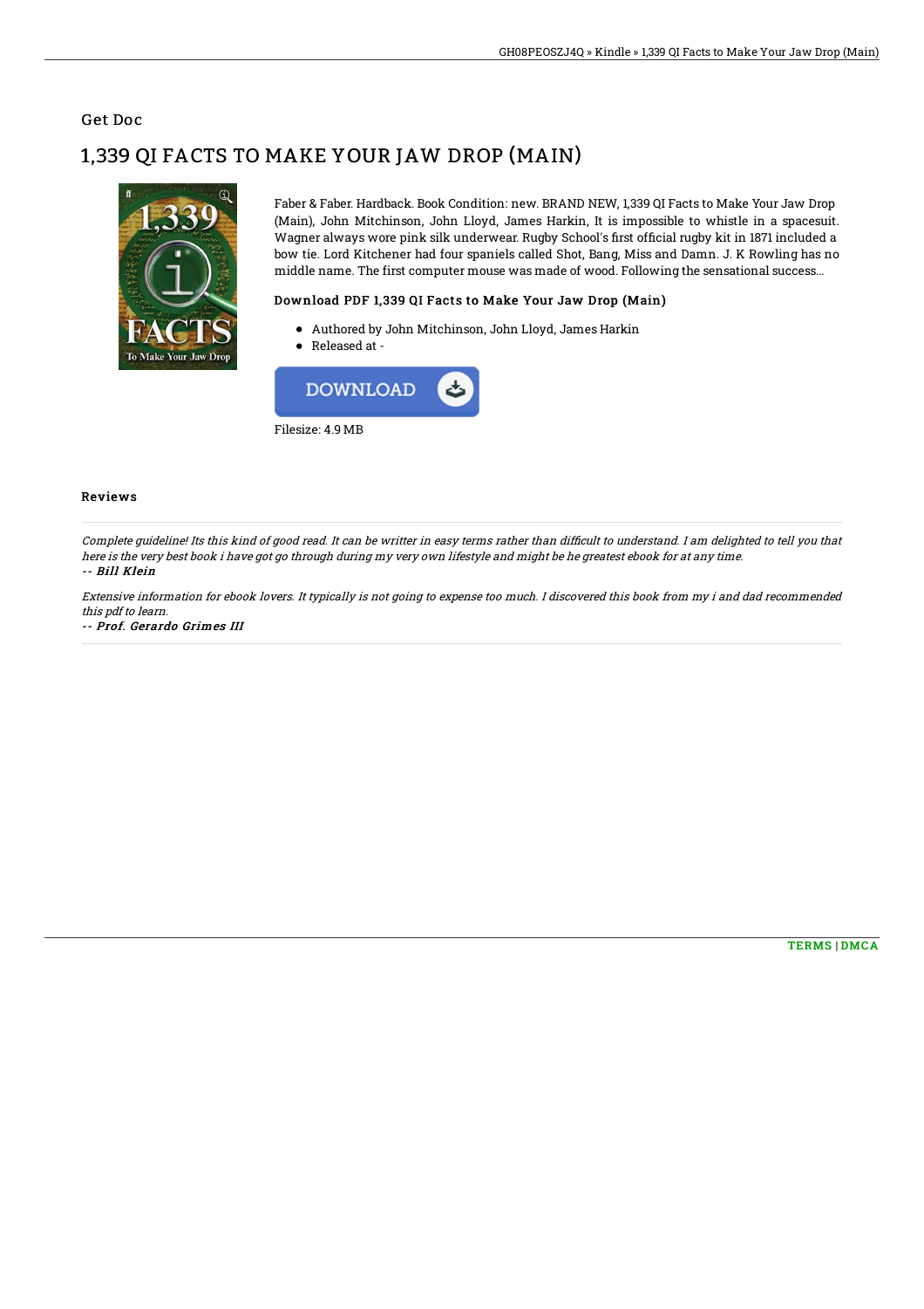Get Doc

# 1,339 QI FACTS TO MAKE YOUR JAW DROP (MAIN)

Faber & Faber. Hardback. Book Condition: new. BRAND NEW, 1,339 QI Facts to Make Your Jaw Drop (Main), John Mitchinson, John Lloyd, James Harkin, It is impossible to whistle in a spacesuit. Wagner always wore pink silk underwear. Rugby School's first official rugby kit in 1871 included a bow tie. Lord Kitchener had four spaniels called Shot, Bang, Miss and Damn. J. K Rowling has no middle name. The first computer mouse was made of wood. Following the sensational success...

### Download PDF 1,339 QI Facts to Make Your Jaw Drop (Main)

- Authored by John Mitchinson, John Lloyd, James Harkin
- Released at -

DOWNLOAD

Filesize: 4.9 MB

## Reviews

*Complete guideline! Its this kind of good read. It can be writter in easy terms rather than difficult to understand. I am delighted to tell you that here is the very best book i have got go through during my very own lifestyle and might be he greatest ebook for at any time.*

*-- **Bill Klein***

*Extensive information for ebook lovers. It typically is not going to expense too much. I discovered this book from my i and dad recommended this pdf to learn.*

*-- **Prof. Gerardo Grimes III***

TERMS | DMCA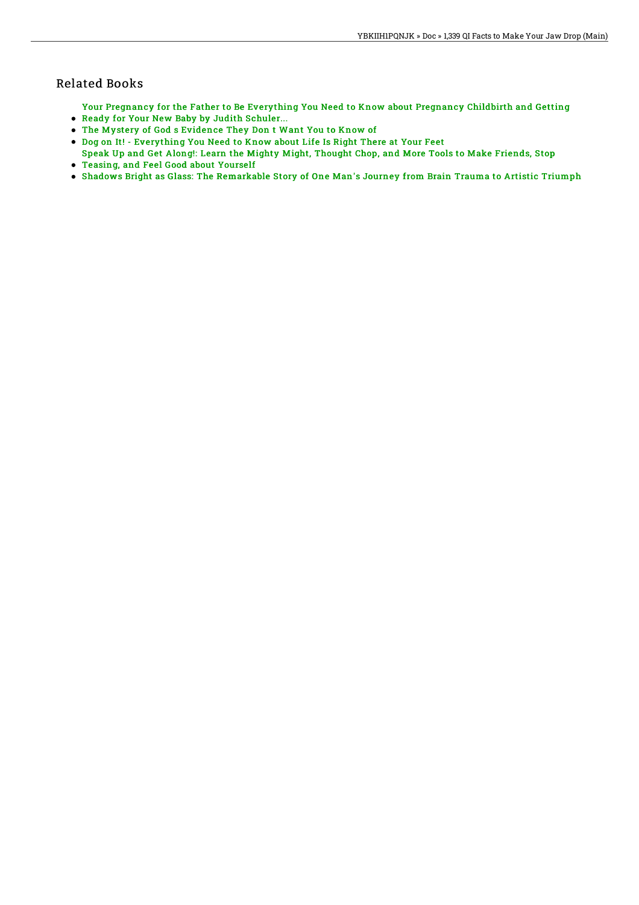## Related Books

- Your Pregnancy for the Father to Be Everything You Need to Know about Pregnancy Childbirth and Getting Ready for Your New Baby by Judith Schuler...
- The Mystery of God s Evidence They Don t Want You to Know of
- Dog on It! - Everything You Need to Know about Life Is Right There at Your Feet
- Speak Up and Get Along!: Learn the Mighty Might, Thought Chop, and More Tools to Make Friends, Stop Teasing, and Feel Good about Yourself
- Shadows Bright as Glass: The Remarkable Story of One Man's Journey from Brain Trauma to Artistic Triumph